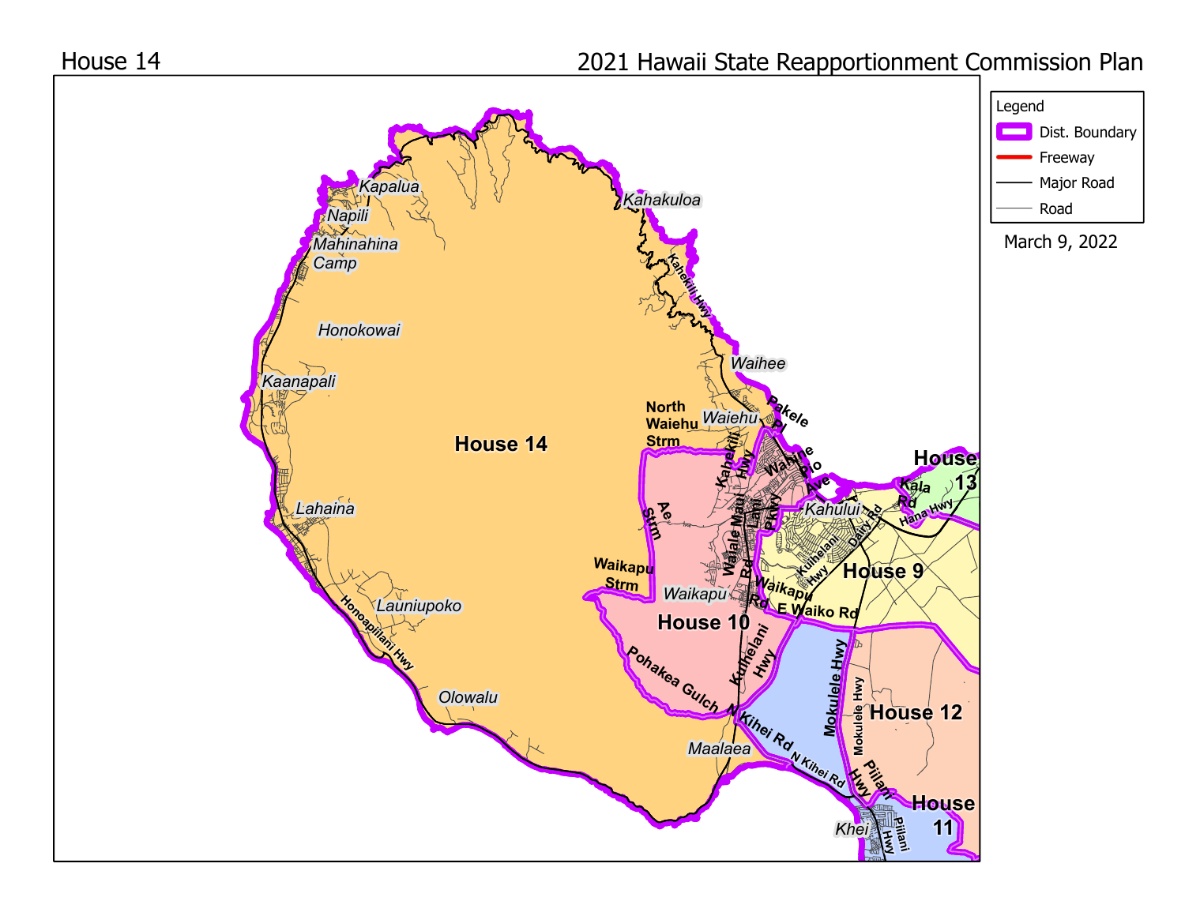House 14

# 2021 Hawaii State Reapportionment Commission Plan

**Legend**

- Dist. Boundary
- Freeway
- Major Road
- Road

March 9, 2022

**House 14**

Kapalua
Napili
Mahinahina Camp
Honokowai
Kaanapali
Lahaina
Launiupoko
Olowalu
Honoapiilani Hwy
Kahakuloa
Kahekili Hwy
Waihee
Waiehu
Pakele Pl
North Waiehu Strm
Kahekili Hwy
Waiale Rd
Maui Lani Pkwy
Waine Pio Ave
Kahului
Kala Rd
Hana Hwy
Dairy Rd
Kuihelani Hwy
Ae Strm
Waikapu Strm
Waikapu
Waikapu Rd
E Waiko Rd
Kuihelani Hwy
Pohakea Gulch
N Kihei Rd
Maalaea
Mokulele Hwy
Piilani Hwy
Khei
Piilani Hwy

**House 10**

**House 9**

**House 13**

**House 12**

**House 11**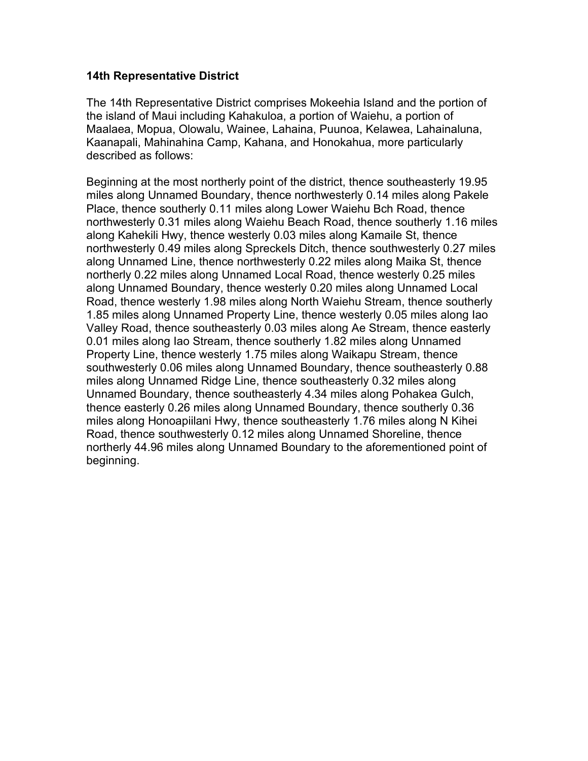**14th Representative District**

The 14th Representative District comprises Mokeehia Island and the portion of the island of Maui including Kahakuloa, a portion of Waiehu, a portion of Maalaea, Mopua, Olowalu, Wainee, Lahaina, Puunoa, Kelawea, Lahainaluna, Kaanapali, Mahinahina Camp, Kahana, and Honokahua, more particularly described as follows:

Beginning at the most northerly point of the district, thence southeasterly 19.95 miles along Unnamed Boundary, thence northwesterly 0.14 miles along Pakele Place, thence southerly 0.11 miles along Lower Waiehu Bch Road, thence northwesterly 0.31 miles along Waiehu Beach Road, thence southerly 1.16 miles along Kahekili Hwy, thence westerly 0.03 miles along Kamaile St, thence northwesterly 0.49 miles along Spreckels Ditch, thence southwesterly 0.27 miles along Unnamed Line, thence northwesterly 0.22 miles along Maika St, thence northerly 0.22 miles along Unnamed Local Road, thence westerly 0.25 miles along Unnamed Boundary, thence westerly 0.20 miles along Unnamed Local Road, thence westerly 1.98 miles along North Waiehu Stream, thence southerly 1.85 miles along Unnamed Property Line, thence westerly 0.05 miles along Iao Valley Road, thence southeasterly 0.03 miles along Ae Stream, thence easterly 0.01 miles along Iao Stream, thence southerly 1.82 miles along Unnamed Property Line, thence westerly 1.75 miles along Waikapu Stream, thence southwesterly 0.06 miles along Unnamed Boundary, thence southeasterly 0.88 miles along Unnamed Ridge Line, thence southeasterly 0.32 miles along Unnamed Boundary, thence southeasterly 4.34 miles along Pohakea Gulch, thence easterly 0.26 miles along Unnamed Boundary, thence southerly 0.36 miles along Honoapiilani Hwy, thence southeasterly 1.76 miles along N Kihei Road, thence southwesterly 0.12 miles along Unnamed Shoreline, thence northerly 44.96 miles along Unnamed Boundary to the aforementioned point of beginning.